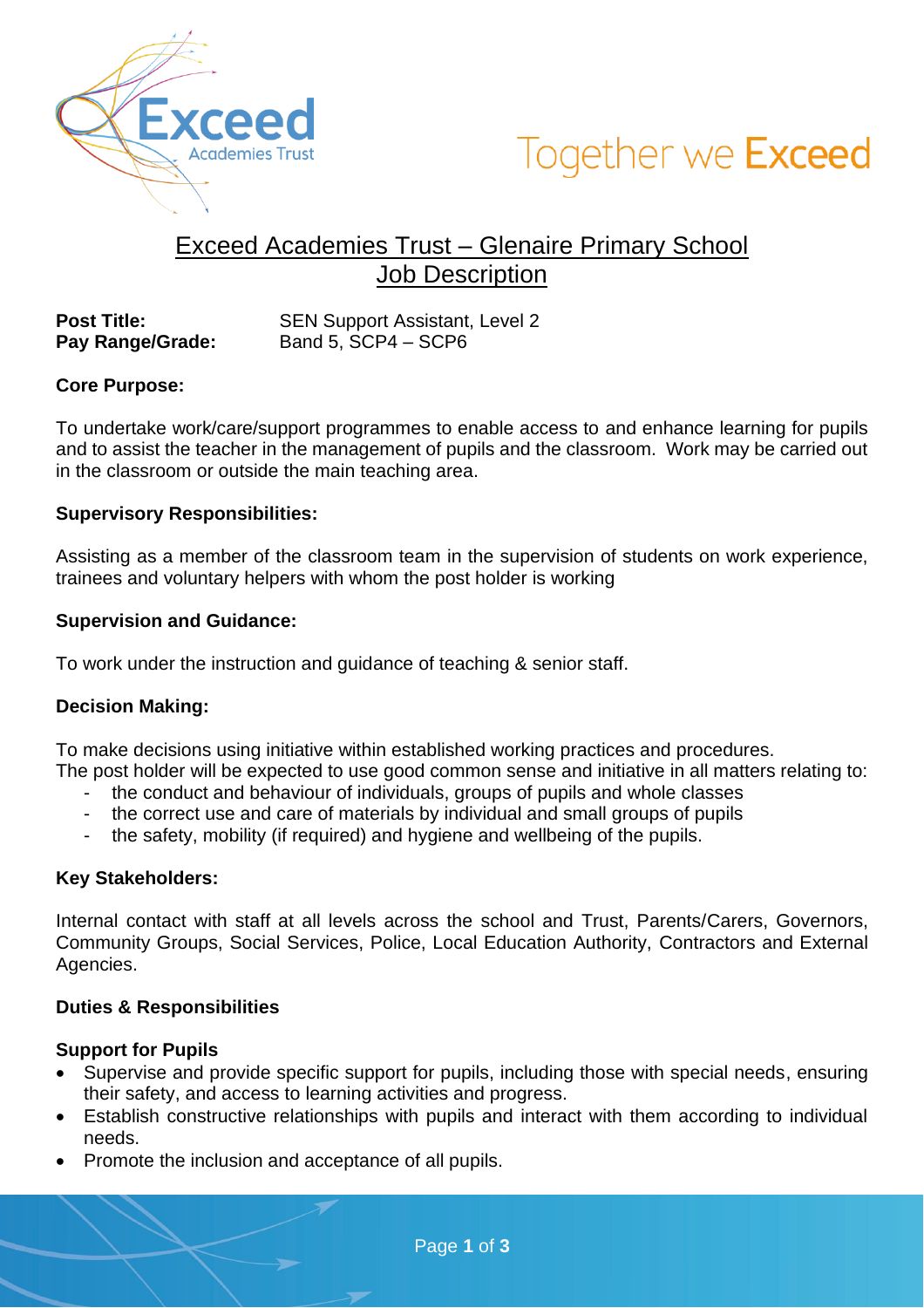# Exceed Academies Trust – Glenaire Primary School
## Job Description

**Post Title:** SEN Support Assistant, Level 2
**Pay Range/Grade:** Band 5, SCP4 – SCP6

**Core Purpose:**

To undertake work/care/support programmes to enable access to and enhance learning for pupils and to assist the teacher in the management of pupils and the classroom. Work may be carried out in the classroom or outside the main teaching area.

**Supervisory Responsibilities:**

Assisting as a member of the classroom team in the supervision of students on work experience, trainees and voluntary helpers with whom the post holder is working

**Supervision and Guidance:**

To work under the instruction and guidance of teaching & senior staff.

**Decision Making:**

To make decisions using initiative within established working practices and procedures.
The post holder will be expected to use good common sense and initiative in all matters relating to:

- the conduct and behaviour of individuals, groups of pupils and whole classes
- the correct use and care of materials by individual and small groups of pupils
- the safety, mobility (if required) and hygiene and wellbeing of the pupils.

**Key Stakeholders:**

Internal contact with staff at all levels across the school and Trust, Parents/Carers, Governors, Community Groups, Social Services, Police, Local Education Authority, Contractors and External Agencies.

**Duties & Responsibilities**

**Support for Pupils**

- Supervise and provide specific support for pupils, including those with special needs, ensuring their safety, and access to learning activities and progress.
- Establish constructive relationships with pupils and interact with them according to individual needs.
- Promote the inclusion and acceptance of all pupils.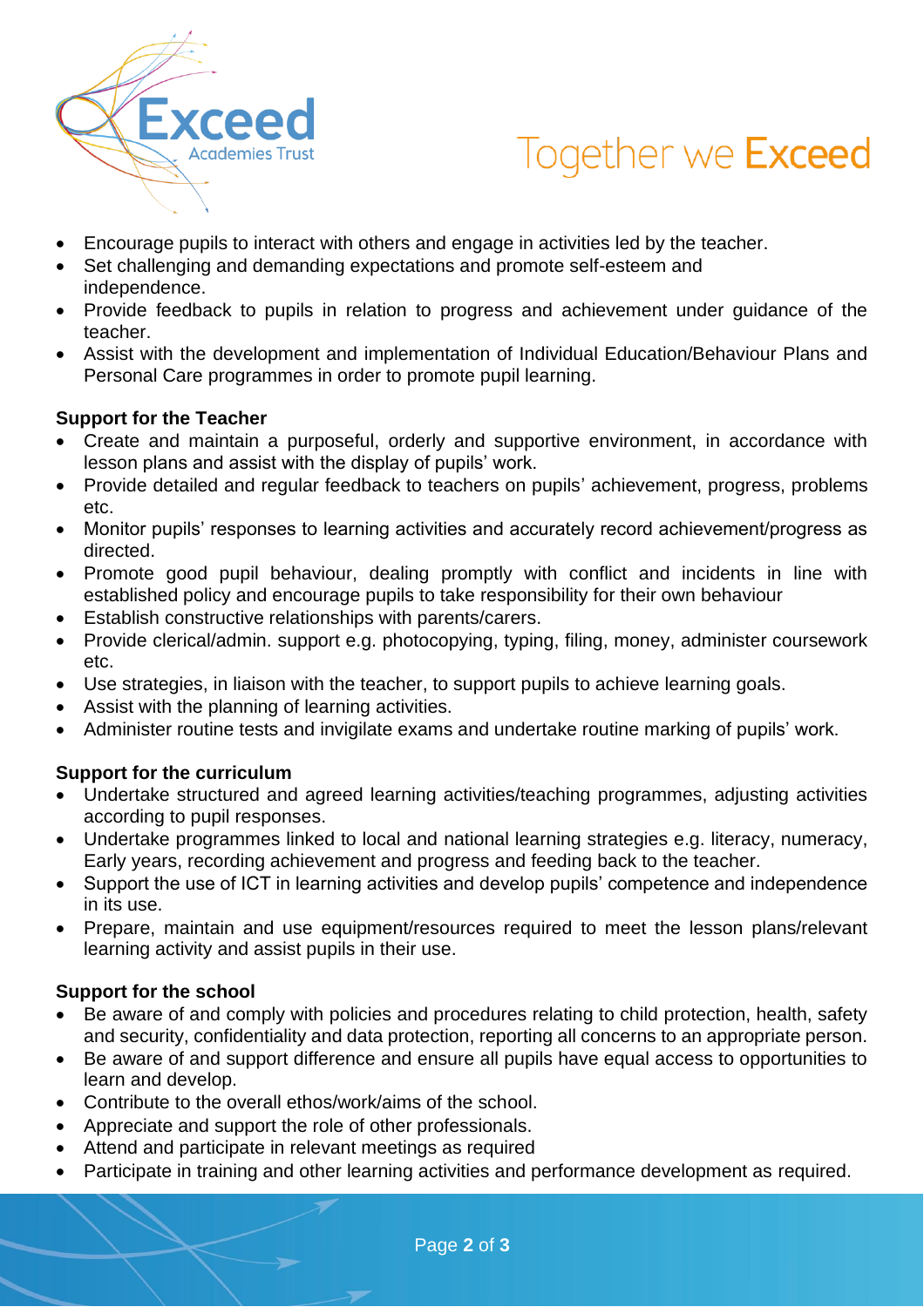- Encourage pupils to interact with others and engage in activities led by the teacher.
- Set challenging and demanding expectations and promote self-esteem and independence.
- Provide feedback to pupils in relation to progress and achievement under guidance of the teacher.
- Assist with the development and implementation of Individual Education/Behaviour Plans and Personal Care programmes in order to promote pupil learning.

**Support for the Teacher**

- Create and maintain a purposeful, orderly and supportive environment, in accordance with lesson plans and assist with the display of pupils' work.
- Provide detailed and regular feedback to teachers on pupils' achievement, progress, problems etc.
- Monitor pupils' responses to learning activities and accurately record achievement/progress as directed.
- Promote good pupil behaviour, dealing promptly with conflict and incidents in line with established policy and encourage pupils to take responsibility for their own behaviour
- Establish constructive relationships with parents/carers.
- Provide clerical/admin. support e.g. photocopying, typing, filing, money, administer coursework etc.
- Use strategies, in liaison with the teacher, to support pupils to achieve learning goals.
- Assist with the planning of learning activities.
- Administer routine tests and invigilate exams and undertake routine marking of pupils' work.

**Support for the curriculum**

- Undertake structured and agreed learning activities/teaching programmes, adjusting activities according to pupil responses.
- Undertake programmes linked to local and national learning strategies e.g. literacy, numeracy, Early years, recording achievement and progress and feeding back to the teacher.
- Support the use of ICT in learning activities and develop pupils' competence and independence in its use.
- Prepare, maintain and use equipment/resources required to meet the lesson plans/relevant learning activity and assist pupils in their use.

**Support for the school**

- Be aware of and comply with policies and procedures relating to child protection, health, safety and security, confidentiality and data protection, reporting all concerns to an appropriate person.
- Be aware of and support difference and ensure all pupils have equal access to opportunities to learn and develop.
- Contribute to the overall ethos/work/aims of the school.
- Appreciate and support the role of other professionals.
- Attend and participate in relevant meetings as required
- Participate in training and other learning activities and performance development as required.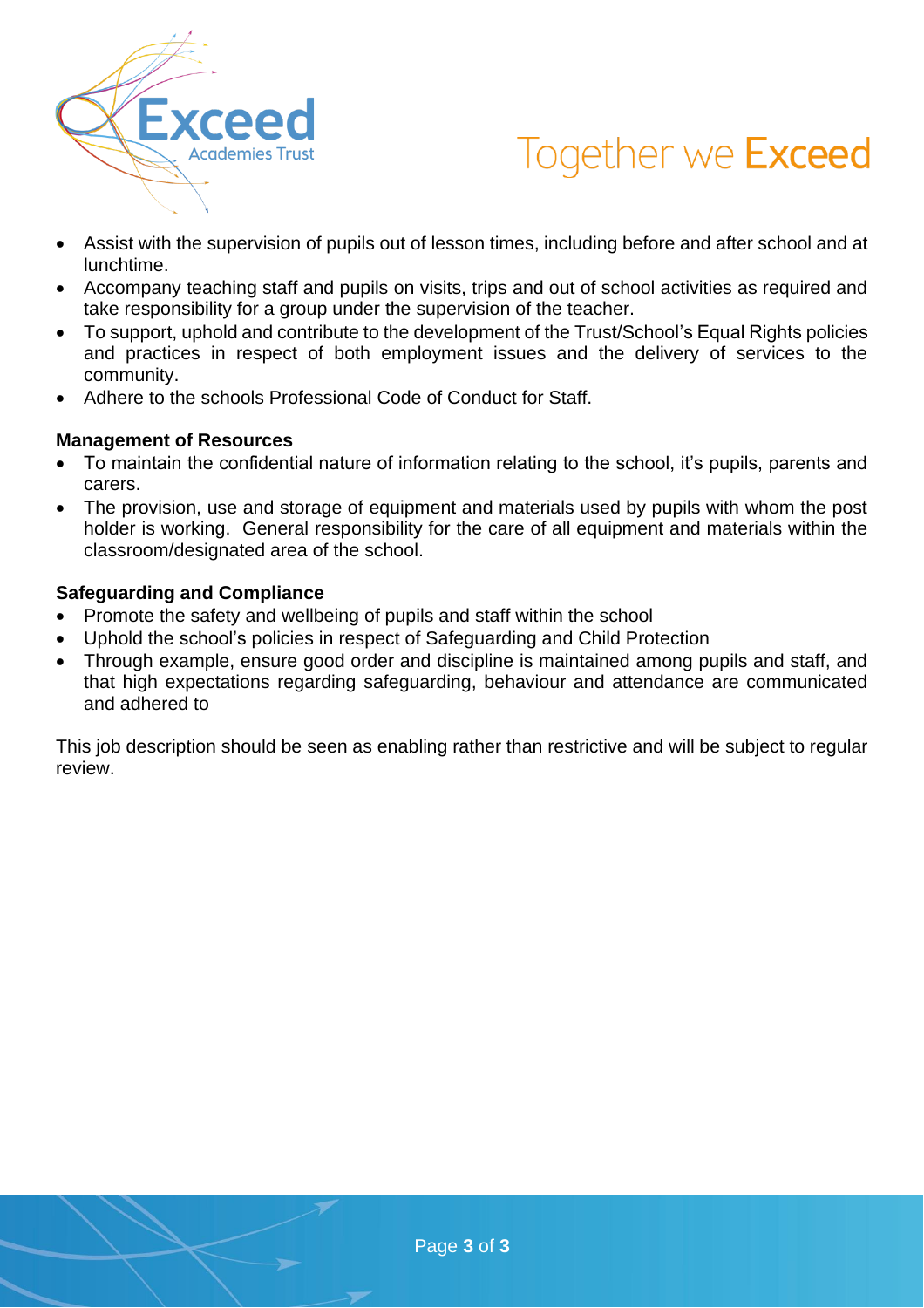- Assist with the supervision of pupils out of lesson times, including before and after school and at lunchtime.
- Accompany teaching staff and pupils on visits, trips and out of school activities as required and take responsibility for a group under the supervision of the teacher.
- To support, uphold and contribute to the development of the Trust/School's Equal Rights policies and practices in respect of both employment issues and the delivery of services to the community.
- Adhere to the schools Professional Code of Conduct for Staff.

**Management of Resources**

- To maintain the confidential nature of information relating to the school, it's pupils, parents and carers.
- The provision, use and storage of equipment and materials used by pupils with whom the post holder is working. General responsibility for the care of all equipment and materials within the classroom/designated area of the school.

**Safeguarding and Compliance**

- Promote the safety and wellbeing of pupils and staff within the school
- Uphold the school's policies in respect of Safeguarding and Child Protection
- Through example, ensure good order and discipline is maintained among pupils and staff, and that high expectations regarding safeguarding, behaviour and attendance are communicated and adhered to

This job description should be seen as enabling rather than restrictive and will be subject to regular review.